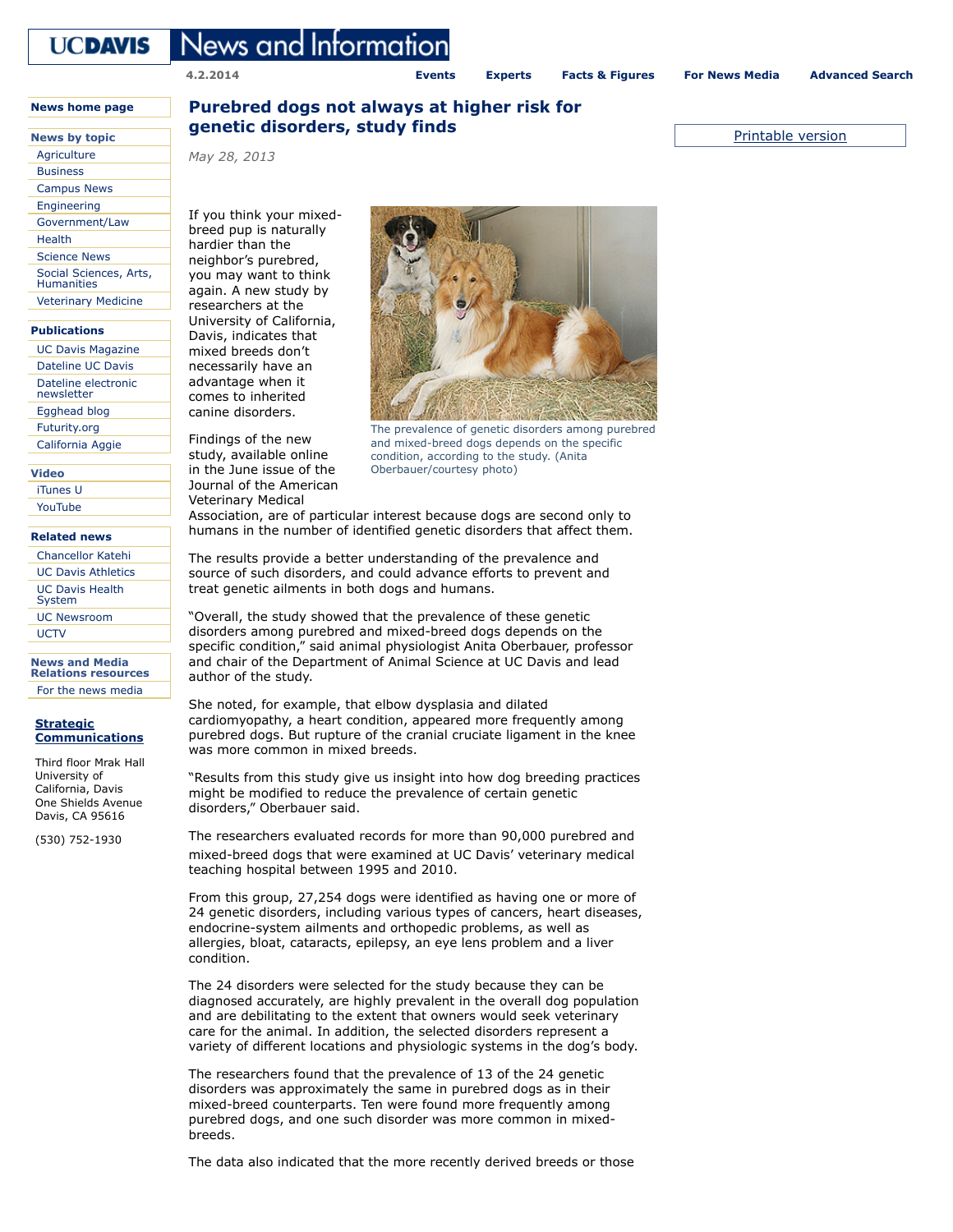# Purebred dogs not always at higher risk for genetic disorders, study finds

*May 28, 2013*

If you think your mixed-breed pup is naturally hardier than the neighbor's purebred, you may want to think again. A new study by researchers at the University of California, Davis, indicates that mixed breeds don't necessarily have an advantage when it comes to inherited canine disorders.

The prevalence of genetic disorders among purebred and mixed-breed dogs depends on the specific condition, according to the study. (Anita Oberbauer/courtesy photo)

Findings of the new study, available online in the June issue of the Journal of the American Veterinary Medical Association, are of particular interest because dogs are second only to humans in the number of identified genetic disorders that affect them.

The results provide a better understanding of the prevalence and source of such disorders, and could advance efforts to prevent and treat genetic ailments in both dogs and humans.

"Overall, the study showed that the prevalence of these genetic disorders among purebred and mixed-breed dogs depends on the specific condition," said animal physiologist Anita Oberbauer, professor and chair of the Department of Animal Science at UC Davis and lead author of the study.

She noted, for example, that elbow dysplasia and dilated cardiomyopathy, a heart condition, appeared more frequently among purebred dogs. But rupture of the cranial cruciate ligament in the knee was more common in mixed breeds.

"Results from this study give us insight into how dog breeding practices might be modified to reduce the prevalence of certain genetic disorders," Oberbauer said.

The researchers evaluated records for more than 90,000 purebred and mixed-breed dogs that were examined at UC Davis' veterinary medical teaching hospital between 1995 and 2010.

From this group, 27,254 dogs were identified as having one or more of 24 genetic disorders, including various types of cancers, heart diseases, endocrine-system ailments and orthopedic problems, as well as allergies, bloat, cataracts, epilepsy, an eye lens problem and a liver condition.

The 24 disorders were selected for the study because they can be diagnosed accurately, are highly prevalent in the overall dog population and are debilitating to the extent that owners would seek veterinary care for the animal. In addition, the selected disorders represent a variety of different locations and physiologic systems in the dog's body.

The researchers found that the prevalence of 13 of the 24 genetic disorders was approximately the same in purebred dogs as in their mixed-breed counterparts. Ten were found more frequently among purebred dogs, and one such disorder was more common in mixed-breeds.

The data also indicated that the more recently derived breeds or those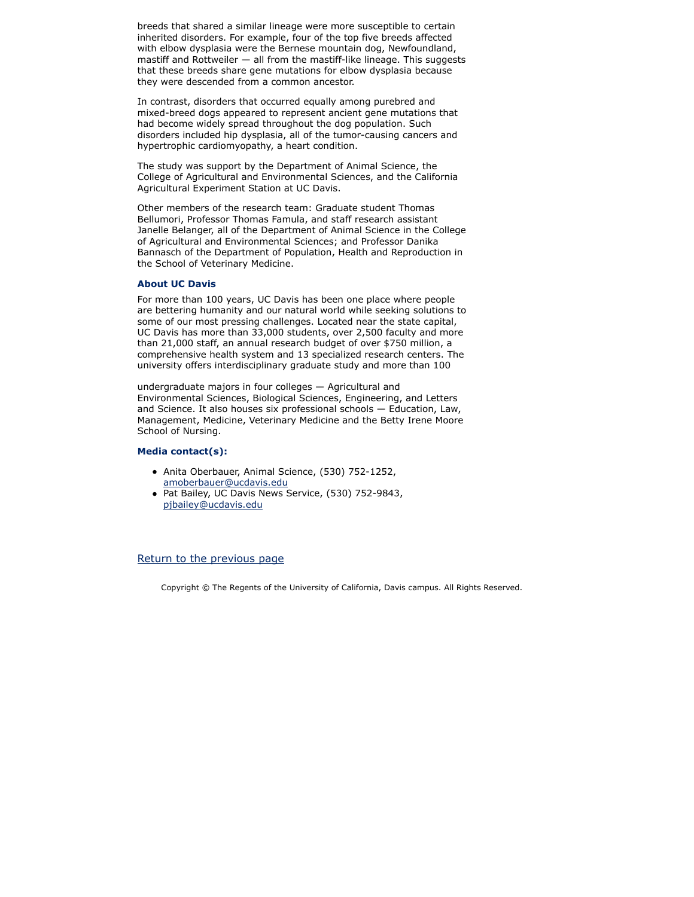breeds that shared a similar lineage were more susceptible to certain inherited disorders. For example, four of the top five breeds affected with elbow dysplasia were the Bernese mountain dog, Newfoundland, mastiff and Rottweiler — all from the mastiff-like lineage. This suggests that these breeds share gene mutations for elbow dysplasia because they were descended from a common ancestor.

In contrast, disorders that occurred equally among purebred and mixed-breed dogs appeared to represent ancient gene mutations that had become widely spread throughout the dog population. Such disorders included hip dysplasia, all of the tumor-causing cancers and hypertrophic cardiomyopathy, a heart condition.

The study was support by the Department of Animal Science, the College of Agricultural and Environmental Sciences, and the California Agricultural Experiment Station at UC Davis.

Other members of the research team: Graduate student Thomas Bellumori, Professor Thomas Famula, and staff research assistant Janelle Belanger, all of the Department of Animal Science in the College of Agricultural and Environmental Sciences; and Professor Danika Bannasch of the Department of Population, Health and Reproduction in the School of Veterinary Medicine.

### About UC Davis

For more than 100 years, UC Davis has been one place where people are bettering humanity and our natural world while seeking solutions to some of our most pressing challenges. Located near the state capital, UC Davis has more than 33,000 students, over 2,500 faculty and more than 21,000 staff, an annual research budget of over $750 million, a comprehensive health system and 13 specialized research centers. The university offers interdisciplinary graduate study and more than 100 undergraduate majors in four colleges — Agricultural and Environmental Sciences, Biological Sciences, Engineering, and Letters and Science. It also houses six professional schools — Education, Law, Management, Medicine, Veterinary Medicine and the Betty Irene Moore School of Nursing.

### Media contact(s):

- Anita Oberbauer, Animal Science, (530) 752-1252, amoberbauer@ucdavis.edu
- Pat Bailey, UC Davis News Service, (530) 752-9843, pjbailey@ucdavis.edu

Return to the previous page

Copyright © The Regents of the University of California, Davis campus. All Rights Reserved.